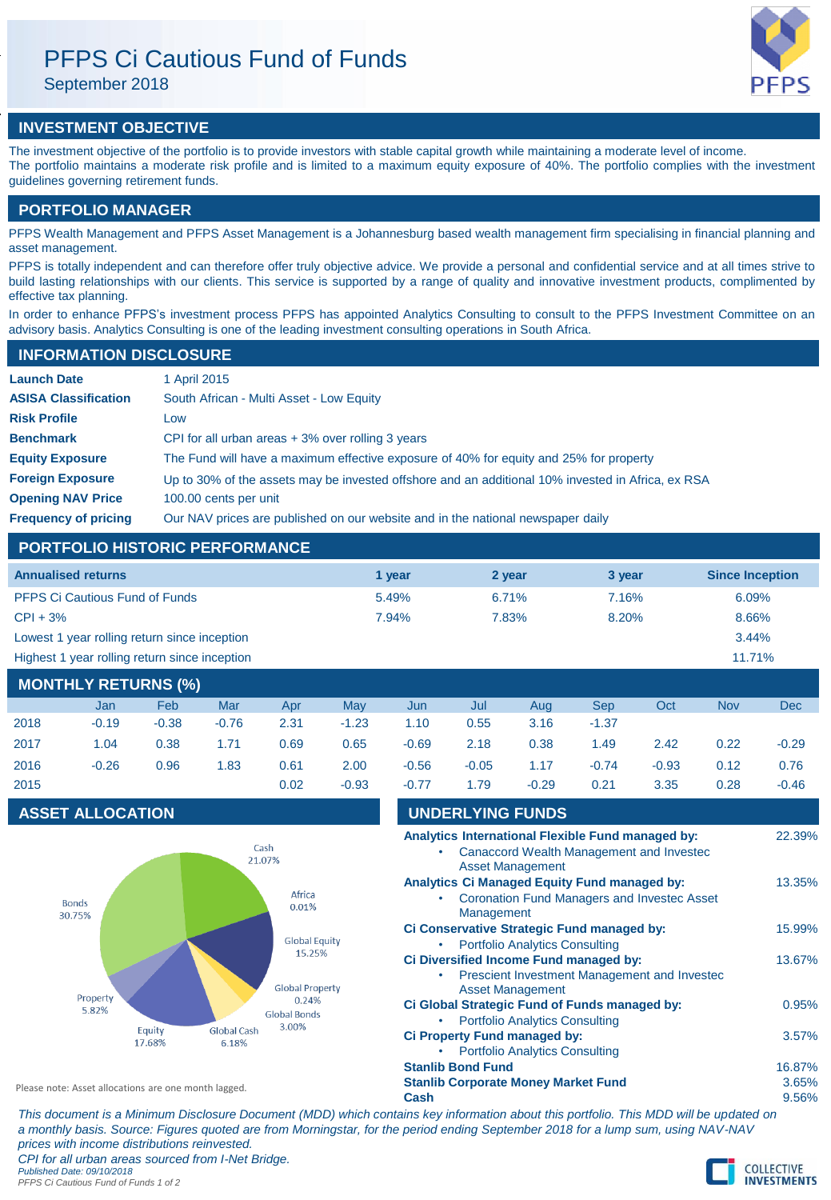# PFPS Ci Cautious Fund of Funds

September 2018

## INVESTMENT OBJECTIVE

The investment objective of the portfolio is to provide investors with stable capital growth while maintaining a moderate level of income.
The portfolio maintains a moderate risk profile and is limited to a maximum equity exposure of 40%. The portfolio complies with the investment guidelines governing retirement funds.

## PORTFOLIO MANAGER

PFPS Wealth Management and PFPS Asset Management is a Johannesburg based wealth management firm specialising in financial planning and asset management.

PFPS is totally independent and can therefore offer truly objective advice. We provide a personal and confidential service and at all times strive to build lasting relationships with our clients. This service is supported by a range of quality and innovative investment products, complimented by effective tax planning.

In order to enhance PFPS's investment process PFPS has appointed Analytics Consulting to consult to the PFPS Investment Committee on an advisory basis. Analytics Consulting is one of the leading investment consulting operations in South Africa.

## INFORMATION DISCLOSURE

| | |
|---|---|
| **Launch Date** | 1 April 2015 |
| **ASISA Classification** | South African - Multi Asset - Low Equity |
| **Risk Profile** | Low |
| **Benchmark** | CPI for all urban areas + 3% over rolling 3 years |
| **Equity Exposure** | The Fund will have a maximum effective exposure of 40% for equity and 25% for property |
| **Foreign Exposure** | Up to 30% of the assets may be invested offshore and an additional 10% invested in Africa, ex RSA |
| **Opening NAV Price** | 100.00 cents per unit |
| **Frequency of pricing** | Our NAV prices are published on our website and in the national newspaper daily |

## PORTFOLIO HISTORIC PERFORMANCE

| Annualised returns | 1 year | 2 year | 3 year | Since Inception |
|---|---|---|---|---|
| PFPS Ci Cautious Fund of Funds | 5.49% | 6.71% | 7.16% | 6.09% |
| CPI + 3% | 7.94% | 7.83% | 8.20% | 8.66% |
| Lowest 1 year rolling return since inception | | | | 3.44% |
| Highest 1 year rolling return since inception | | | | 11.71% |

## MONTHLY RETURNS (%)

| | Jan | Feb | Mar | Apr | May | Jun | Jul | Aug | Sep | Oct | Nov | Dec |
|---|---|---|---|---|---|---|---|---|---|---|---|---|
| 2018 | -0.19 | -0.38 | -0.76 | 2.31 | -1.23 | 1.10 | 0.55 | 3.16 | -1.37 | | | |
| 2017 | 1.04 | 0.38 | 1.71 | 0.69 | 0.65 | -0.69 | 2.18 | 0.38 | 1.49 | 2.42 | 0.22 | -0.29 |
| 2016 | -0.26 | 0.96 | 1.83 | 0.61 | 2.00 | -0.56 | -0.05 | 1.17 | -0.74 | -0.93 | 0.12 | 0.76 |
| 2015 | | | | 0.02 | -0.93 | -0.77 | 1.79 | -0.29 | 0.21 | 3.35 | 0.28 | -0.46 |

## ASSET ALLOCATION

| Asset | Allocation |
|---|---|
| Cash | 21.07% |
| Africa | 0.01% |
| Global Equity | 15.25% |
| Global Property | 0.24% |
| Global Bonds | 3.00% |
| Global Cash | 6.18% |
| Equity | 17.68% |
| Property | 5.82% |
| Bonds | 30.75% |

Please note: Asset allocations are one month lagged.

## UNDERLYING FUNDS

| Fund | Weight |
|---|---|
| **Analytics International Flexible Fund managed by:** <br> • Canaccord Wealth Management and Investec Asset Management | 22.39% |
| **Analytics Ci Managed Equity Fund managed by:** <br> • Coronation Fund Managers and Investec Asset Management | 13.35% |
| **Ci Conservative Strategic Fund managed by:** <br> • Portfolio Analytics Consulting | 15.99% |
| **Ci Diversified Income Fund managed by:** <br> • Prescient Investment Management and Investec Asset Management | 13.67% |
| **Ci Global Strategic Fund of Funds managed by:** <br> • Portfolio Analytics Consulting | 0.95% |
| **Ci Property Fund managed by:** <br> • Portfolio Analytics Consulting | 3.57% |
| **Stanlib Bond Fund** | 16.87% |
| **Stanlib Corporate Money Market Fund** | 3.65% |
| **Cash** | 9.56% |

*This document is a Minimum Disclosure Document (MDD) which contains key information about this portfolio. This MDD will be updated on a monthly basis. Source: Figures quoted are from Morningstar, for the period ending September 2018 for a lump sum, using NAV-NAV prices with income distributions reinvested.*

*CPI for all urban areas sourced from I-Net Bridge.*

*Published Date: 09/10/2018*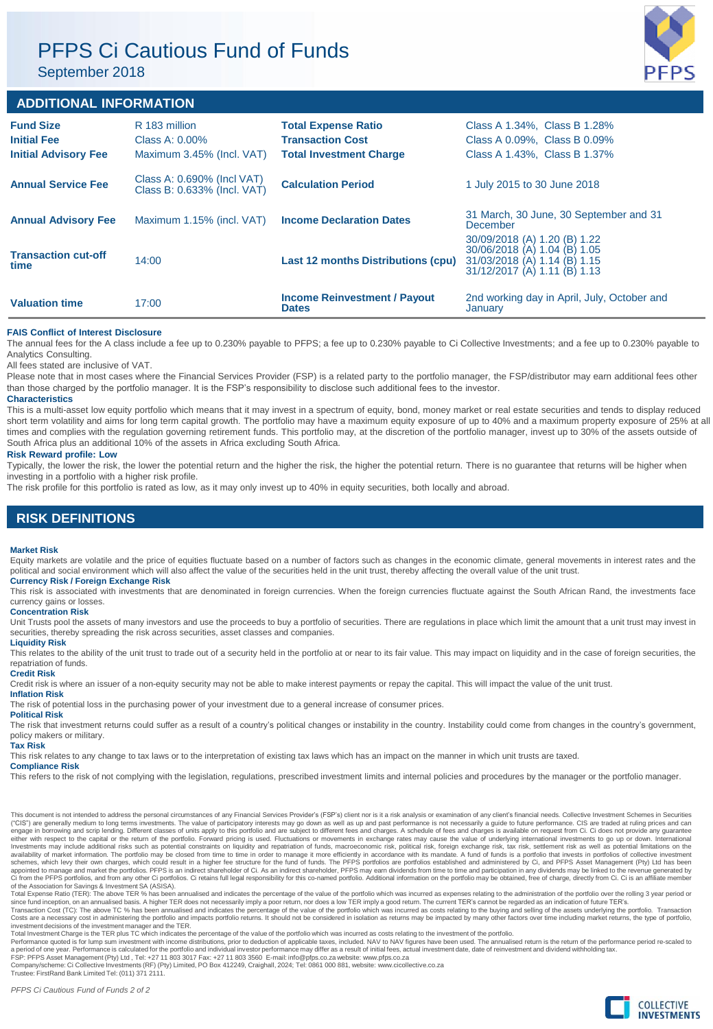# PFPS Ci Cautious Fund of Funds

September 2018

## ADDITIONAL INFORMATION

| | | | |
|---|---|---|---|
| **Fund Size** | R 183 million | **Total Expense Ratio** | Class A 1.34%, Class B 1.28% |
| **Initial Fee** | Class A: 0.00% | **Transaction Cost** | Class A 0.09%, Class B 0.09% |
| **Initial Advisory Fee** | Maximum 3.45% (Incl. VAT) | **Total Investment Charge** | Class A 1.43%, Class B 1.37% |
| **Annual Service Fee** | Class A: 0.690% (Incl VAT) Class B: 0.633% (Incl. VAT) | **Calculation Period** | 1 July 2015 to 30 June 2018 |
| **Annual Advisory Fee** | Maximum 1.15% (incl. VAT) | **Income Declaration Dates** | 31 March, 30 June, 30 September and 31 December |
| **Transaction cut-off time** | 14:00 | **Last 12 months Distributions (cpu)** | 30/09/2018 (A) 1.20 (B) 1.22<br>30/06/2018 (A) 1.04 (B) 1.05<br>31/03/2018 (A) 1.14 (B) 1.15<br>31/12/2017 (A) 1.11 (B) 1.13 |
| **Valuation time** | 17:00 | **Income Reinvestment / Payout Dates** | 2nd working day in April, July, October and January |

**FAIS Conflict of Interest Disclosure**

The annual fees for the A class include a fee up to 0.230% payable to PFPS; a fee up to 0.230% payable to Ci Collective Investments; and a fee up to 0.230% payable to Analytics Consulting.

All fees stated are inclusive of VAT.

Please note that in most cases where the Financial Services Provider (FSP) is a related party to the portfolio manager, the FSP/distributor may earn additional fees other than those charged by the portfolio manager. It is the FSP's responsibility to disclose such additional fees to the investor.

**Characteristics**

This is a multi-asset low equity portfolio which means that it may invest in a spectrum of equity, bond, money market or real estate securities and tends to display reduced short term volatility and aims for long term capital growth. The portfolio may have a maximum equity exposure of up to 40% and a maximum property exposure of 25% at all times and complies with the regulation governing retirement funds. This portfolio may, at the discretion of the portfolio manager, invest up to 30% of the assets outside of South Africa plus an additional 10% of the assets in Africa excluding South Africa.

**Risk Reward profile: Low**

Typically, the lower the risk, the lower the potential return and the higher the risk, the higher the potential return. There is no guarantee that returns will be higher when investing in a portfolio with a higher risk profile.

The risk profile for this portfolio is rated as low, as it may only invest up to 40% in equity securities, both locally and abroad.

## RISK DEFINITIONS

**Market Risk**

Equity markets are volatile and the price of equities fluctuate based on a number of factors such as changes in the economic climate, general movements in interest rates and the political and social environment which will also affect the value of the securities held in the unit trust, thereby affecting the overall value of the unit trust.

**Currency Risk / Foreign Exchange Risk**

This risk is associated with investments that are denominated in foreign currencies. When the foreign currencies fluctuate against the South African Rand, the investments face currency gains or losses.

**Concentration Risk**

Unit Trusts pool the assets of many investors and use the proceeds to buy a portfolio of securities. There are regulations in place which limit the amount that a unit trust may invest in securities, thereby spreading the risk across securities, asset classes and companies.

**Liquidity Risk**

This relates to the ability of the unit trust to trade out of a security held in the portfolio at or near to its fair value. This may impact on liquidity and in the case of foreign securities, the repatriation of funds.

**Credit Risk**

Credit risk is where an issuer of a non-equity security may not be able to make interest payments or repay the capital. This will impact the value of the unit trust.

**Inflation Risk**

The risk of potential loss in the purchasing power of your investment due to a general increase of consumer prices.

**Political Risk**

The risk that investment returns could suffer as a result of a country's political changes or instability in the country. Instability could come from changes in the country's government, policy makers or military.

**Tax Risk**

This risk relates to any change to tax laws or to the interpretation of existing tax laws which has an impact on the manner in which unit trusts are taxed.

**Compliance Risk**

This refers to the risk of not complying with the legislation, regulations, prescribed investment limits and internal policies and procedures by the manager or the portfolio manager.

This document is not intended to address the personal circumstances of any Financial Services Provider's (FSP's) client nor is it a risk analysis or examination of any client's financial needs. Collective Investment Schemes in Securities ("CIS") are generally medium to long terms investments. The value of participatory interests may go down as well as up and past performance is not necessarily a guide to future performance. CIS are traded at ruling prices and can engage in borrowing and scrip lending. Different classes of units apply to this portfolio and are subject to different fees and charges. A schedule of fees and charges is available on request from Ci. Ci does not provide any guarantee either with respect to the capital or the return of the portfolio. Forward pricing is used. Fluctuations or movements in exchange rates may cause the value of underlying international investments to go up or down. International Investments may include additional risks such as potential constraints on liquidity and repatriation of funds, macroeconomic risk, political risk, foreign exchange risk, tax risk, settlement risk as well as potential limitations on the availability of market information. The portfolio may be closed from time to time in order to manage it more efficiently in accordance with its mandate. A fund of funds is a portfolio that invests in portfolios of collective investment schemes, which levy their own charges, which could result in a higher fee structure for the fund of funds. The PFPS portfolios are portfolios established and administered by Ci, and PFPS Asset Management (Pty) Ltd has been appointed to manage and market the portfolios. PFPS is an indirect shareholder of Ci. As an indirect shareholder, PFPS may earn dividends from time to time and participation in any dividends may be linked to the revenue generated by Ci from the PFPS portfolios, and from any other Ci portfolios. Ci retains full legal responsibility for this co-named portfolio. Additional information on the portfolio may be obtained, free of charge, directly from Ci. Ci is an affiliate member of the Association for Savings & Investment SA (ASISA).

Total Expense Ratio (TER): The above TER % has been annualised and indicates the percentage of the value of the portfolio which was incurred as expenses relating to the administration of the portfolio over the rolling 3 year period or since fund inception, on an annualised basis. A higher TER does not necessarily imply a poor return, nor does a low TER imply a good return. The current TER's cannot be regarded as an indication of future TER's.

Transaction Cost (TC): The above TC % has been annualised and indicates the percentage of the value of the portfolio which was incurred as costs relating to the buying and selling of the assets underlying the portfolio. Transaction Costs are a necessary cost in administering the portfolio and impacts portfolio returns. It should not be considered in isolation as returns may be impacted by many other factors over time including market returns, the type of portfolio, investment decisions of the investment manager and the TER.

Total Investment Charge is the TER plus TC which indicates the percentage of the value of the portfolio which was incurred as costs relating to the investment of the portfolio.

Performance quoted is for lump sum investment with income distributions, prior to deduction of applicable taxes, included. NAV to NAV figures have been used. The annualised return is the return of the performance period re-scaled to a period of one year. Performance is calculated for the portfolio and individual investor performance may differ as a result of initial fees, actual investment date, date of reinvestment and dividend withholding tax.

FSP: PFPS Asset Management (Pty) Ltd , Tel: +27 11 803 3017 Fax: +27 11 803 3560 E-mail: info@pfps.co.za website: www.pfps.co.za

Company/scheme: Ci Collective Investments (RF) (Pty) Limited, PO Box 412249, Craighall, 2024; Tel: 0861 000 881, website: www.cicollective.co.za

Trustee: FirstRand Bank Limited Tel: (011) 371 2111.